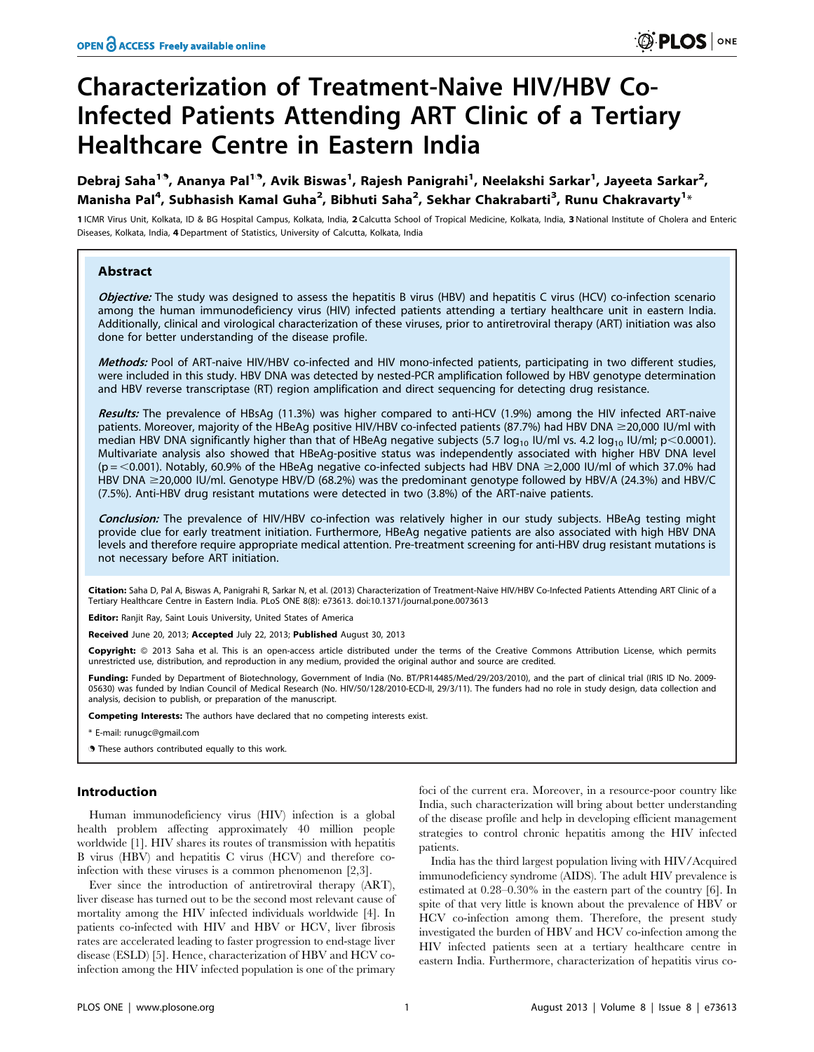# Characterization of Treatment-Naive HIV/HBV Co-Infected Patients Attending ART Clinic of a Tertiary Healthcare Centre in Eastern India

**Debraj Saha[1¶], Ananya Pal[1¶], Avik Biswas[1], Rajesh Panigrahi[1], Neelakshi Sarkar[1], Jayeeta Sarkar[2], Manisha Pal[4], Subhasish Kamal Guha[2], Bibhuti Saha[2], Sekhar Chakrabarti[3], Runu Chakravarty[1*]**

1 ICMR Virus Unit, Kolkata, ID & BG Hospital Campus, Kolkata, India, 2 Calcutta School of Tropical Medicine, Kolkata, India, 3 National Institute of Cholera and Enteric Diseases, Kolkata, India, 4 Department of Statistics, University of Calcutta, Kolkata, India

## Abstract

***Objective:*** The study was designed to assess the hepatitis B virus (HBV) and hepatitis C virus (HCV) co-infection scenario among the human immunodeficiency virus (HIV) infected patients attending a tertiary healthcare unit in eastern India. Additionally, clinical and virological characterization of these viruses, prior to antiretroviral therapy (ART) initiation was also done for better understanding of the disease profile.

***Methods:*** Pool of ART-naive HIV/HBV co-infected and HIV mono-infected patients, participating in two different studies, were included in this study. HBV DNA was detected by nested-PCR amplification followed by HBV genotype determination and HBV reverse transcriptase (RT) region amplification and direct sequencing for detecting drug resistance.

***Results:*** The prevalence of HBsAg (11.3%) was higher compared to anti-HCV (1.9%) among the HIV infected ART-naive patients. Moreover, majority of the HBeAg positive HIV/HBV co-infected patients (87.7%) had HBV DNA ≥20,000 IU/ml with median HBV DNA significantly higher than that of HBeAg negative subjects (5.7 $\log_{10}$ IU/ml vs. 4.2 $\log_{10}$ IU/ml; $p<0.0001$). Multivariate analysis also showed that HBeAg-positive status was independently associated with higher HBV DNA level ($p=<0.001$). Notably, 60.9% of the HBeAg negative co-infected subjects had HBV DNA ≥2,000 IU/ml of which 37.0% had HBV DNA ≥20,000 IU/ml. Genotype HBV/D (68.2%) was the predominant genotype followed by HBV/A (24.3%) and HBV/C (7.5%). Anti-HBV drug resistant mutations were detected in two (3.8%) of the ART-naive patients.

***Conclusion:*** The prevalence of HIV/HBV co-infection was relatively higher in our study subjects. HBeAg testing might provide clue for early treatment initiation. Furthermore, HBeAg negative patients are also associated with high HBV DNA levels and therefore require appropriate medical attention. Pre-treatment screening for anti-HBV drug resistant mutations is not necessary before ART initiation.

**Citation:** Saha D, Pal A, Biswas A, Panigrahi R, Sarkar N, et al. (2013) Characterization of Treatment-Naive HIV/HBV Co-Infected Patients Attending ART Clinic of a Tertiary Healthcare Centre in Eastern India. PLoS ONE 8(8): e73613. doi:10.1371/journal.pone.0073613

**Editor:** Ranjit Ray, Saint Louis University, United States of America

**Received** June 20, 2013; **Accepted** July 22, 2013; **Published** August 30, 2013

**Copyright:** © 2013 Saha et al. This is an open-access article distributed under the terms of the Creative Commons Attribution License, which permits unrestricted use, distribution, and reproduction in any medium, provided the original author and source are credited.

**Funding:** Funded by Department of Biotechnology, Government of India (No. BT/PR14485/Med/29/203/2010), and the part of clinical trial (IRIS ID No. 2009-05630) was funded by Indian Council of Medical Research (No. HIV/50/128/2010-ECD-II, 29/3/11). The funders had no role in study design, data collection and analysis, decision to publish, or preparation of the manuscript.

**Competing Interests:** The authors have declared that no competing interests exist.

\* E-mail: runugc@gmail.com

¶ These authors contributed equally to this work.

## Introduction

Human immunodeficiency virus (HIV) infection is a global health problem affecting approximately 40 million people worldwide [1]. HIV shares its routes of transmission with hepatitis B virus (HBV) and hepatitis C virus (HCV) and therefore co-infection with these viruses is a common phenomenon [2,3].

Ever since the introduction of antiretroviral therapy (ART), liver disease has turned out to be the second most relevant cause of mortality among the HIV infected individuals worldwide [4]. In patients co-infected with HIV and HBV or HCV, liver fibrosis rates are accelerated leading to faster progression to end-stage liver disease (ESLD) [5]. Hence, characterization of HBV and HCV co-infection among the HIV infected population is one of the primary foci of the current era. Moreover, in a resource-poor country like India, such characterization will bring about better understanding of the disease profile and help in developing efficient management strategies to control chronic hepatitis among the HIV infected patients.

India has the third largest population living with HIV/Acquired immunodeficiency syndrome (AIDS). The adult HIV prevalence is estimated at 0.28–0.30% in the eastern part of the country [6]. In spite of that very little is known about the prevalence of HBV or HCV co-infection among them. Therefore, the present study investigated the burden of HBV and HCV co-infection among the HIV infected patients seen at a tertiary healthcare centre in eastern India. Furthermore, characterization of hepatitis virus co-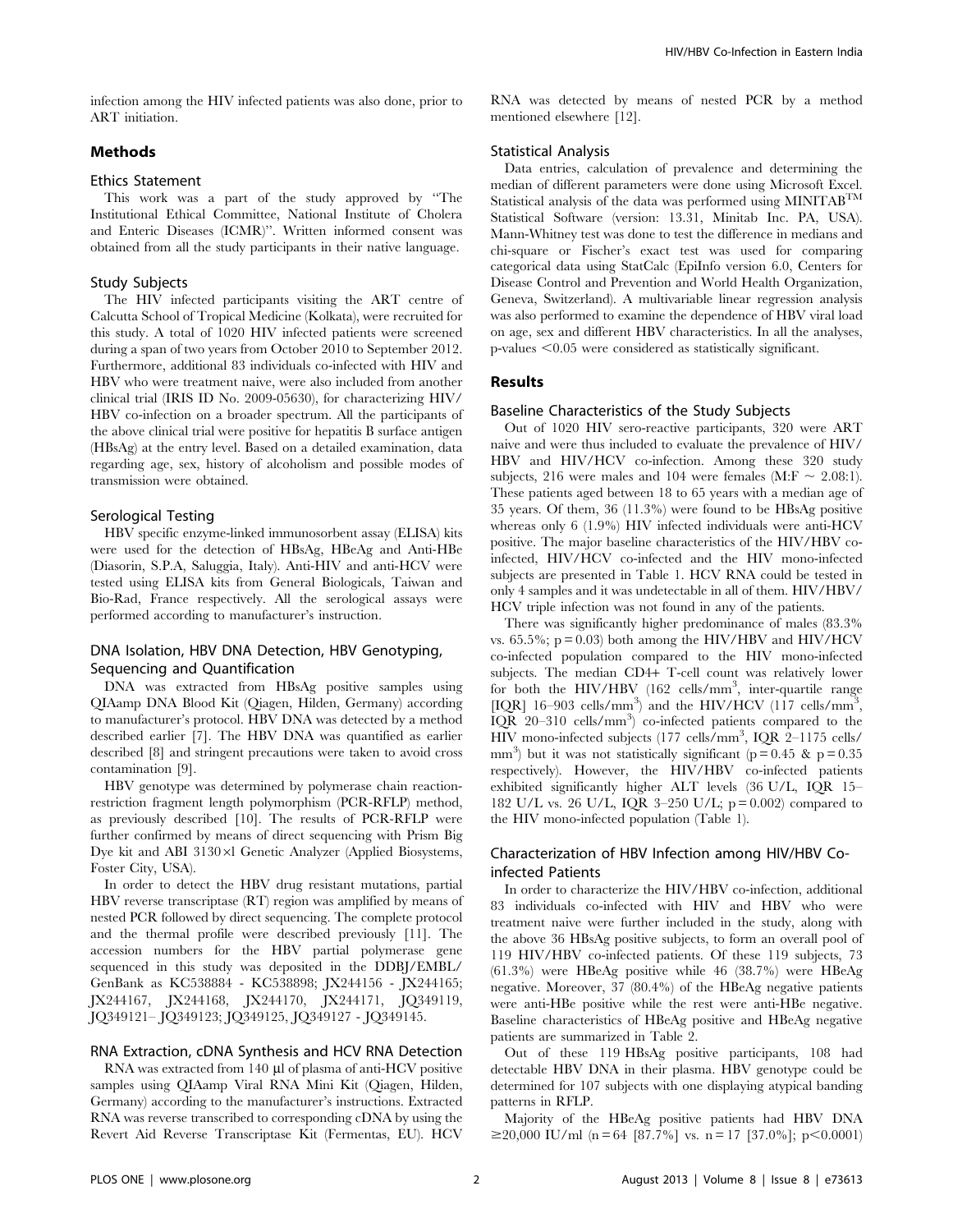infection among the HIV infected patients was also done, prior to ART initiation.

## Methods

### Ethics Statement

This work was a part of the study approved by "The Institutional Ethical Committee, National Institute of Cholera and Enteric Diseases (ICMR)". Written informed consent was obtained from all the study participants in their native language.

### Study Subjects

The HIV infected participants visiting the ART centre of Calcutta School of Tropical Medicine (Kolkata), were recruited for this study. A total of 1020 HIV infected patients were screened during a span of two years from October 2010 to September 2012. Furthermore, additional 83 individuals co-infected with HIV and HBV who were treatment naive, were also included from another clinical trial (IRIS ID No. 2009-05630), for characterizing HIV/HBV co-infection on a broader spectrum. All the participants of the above clinical trial were positive for hepatitis B surface antigen (HBsAg) at the entry level. Based on a detailed examination, data regarding age, sex, history of alcoholism and possible modes of transmission were obtained.

### Serological Testing

HBV specific enzyme-linked immunosorbent assay (ELISA) kits were used for the detection of HBsAg, HBeAg and Anti-HBe (Diasorin, S.P.A, Saluggia, Italy). Anti-HIV and anti-HCV were tested using ELISA kits from General Biologicals, Taiwan and Bio-Rad, France respectively. All the serological assays were performed according to manufacturer's instruction.

### DNA Isolation, HBV DNA Detection, HBV Genotyping, Sequencing and Quantification

DNA was extracted from HBsAg positive samples using QIAamp DNA Blood Kit (Qiagen, Hilden, Germany) according to manufacturer's protocol. HBV DNA was detected by a method described earlier [7]. The HBV DNA was quantified as earlier described [8] and stringent precautions were taken to avoid cross contamination [9].

HBV genotype was determined by polymerase chain reaction-restriction fragment length polymorphism (PCR-RFLP) method, as previously described [10]. The results of PCR-RFLP were further confirmed by means of direct sequencing with Prism Big Dye kit and ABI 3130×l Genetic Analyzer (Applied Biosystems, Foster City, USA).

In order to detect the HBV drug resistant mutations, partial HBV reverse transcriptase (RT) region was amplified by means of nested PCR followed by direct sequencing. The complete protocol and the thermal profile were described previously [11]. The accession numbers for the HBV partial polymerase gene sequenced in this study was deposited in the DDBJ/EMBL/GenBank as KC538884 - KC538898; JX244156 - JX244165; JX244167, JX244168, JX244170, JX244171, JQ349119, JQ349121– JQ349123; JQ349125, JQ349127 - JQ349145.

### RNA Extraction, cDNA Synthesis and HCV RNA Detection

RNA was extracted from 140 µl of plasma of anti-HCV positive samples using QIAamp Viral RNA Mini Kit (Qiagen, Hilden, Germany) according to the manufacturer's instructions. Extracted RNA was reverse transcribed to corresponding cDNA by using the Revert Aid Reverse Transcriptase Kit (Fermentas, EU). HCV RNA was detected by means of nested PCR by a method mentioned elsewhere [12].

### Statistical Analysis

Data entries, calculation of prevalence and determining the median of different parameters were done using Microsoft Excel. Statistical analysis of the data was performed using MINITAB™ Statistical Software (version: 13.31, Minitab Inc. PA, USA). Mann-Whitney test was done to test the difference in medians and chi-square or Fischer's exact test was used for comparing categorical data using StatCalc (EpiInfo version 6.0, Centers for Disease Control and Prevention and World Health Organization, Geneva, Switzerland). A multivariable linear regression analysis was also performed to examine the dependence of HBV viral load on age, sex and different HBV characteristics. In all the analyses, p-values $<0.05$ were considered as statistically significant.

## Results

### Baseline Characteristics of the Study Subjects

Out of 1020 HIV sero-reactive participants, 320 were ART naive and were thus included to evaluate the prevalence of HIV/HBV and HIV/HCV co-infection. Among these 320 study subjects, 216 were males and 104 were females (M:F ~ 2.08:1). These patients aged between 18 to 65 years with a median age of 35 years. Of them, 36 (11.3%) were found to be HBsAg positive whereas only 6 (1.9%) HIV infected individuals were anti-HCV positive. The major baseline characteristics of the HIV/HBV co-infected, HIV/HCV co-infected and the HIV mono-infected subjects are presented in Table 1. HCV RNA could be tested in only 4 samples and it was undetectable in all of them. HIV/HBV/HCV triple infection was not found in any of the patients.

There was significantly higher predominance of males (83.3% vs. 65.5%; p = 0.03) both among the HIV/HBV and HIV/HCV co-infected population compared to the HIV mono-infected subjects. The median CD4+ T-cell count was relatively lower for both the HIV/HBV (162 cells/mm$^3$, inter-quartile range [IQR] 16–903 cells/mm$^3$) and the HIV/HCV (117 cells/mm$^3$, IQR 20–310 cells/mm$^3$) co-infected patients compared to the HIV mono-infected subjects (177 cells/mm$^3$, IQR 2–1175 cells/mm$^3$) but it was not statistically significant (p = 0.45 & p = 0.35 respectively). However, the HIV/HBV co-infected patients exhibited significantly higher ALT levels (36 U/L, IQR 15–182 U/L vs. 26 U/L, IQR 3–250 U/L; p = 0.002) compared to the HIV mono-infected population (Table 1).

### Characterization of HBV Infection among HIV/HBV Co-infected Patients

In order to characterize the HIV/HBV co-infection, additional 83 individuals co-infected with HIV and HBV who were treatment naive were further included in the study, along with the above 36 HBsAg positive subjects, to form an overall pool of 119 HIV/HBV co-infected patients. Of these 119 subjects, 73 (61.3%) were HBeAg positive while 46 (38.7%) were HBeAg negative. Moreover, 37 (80.4%) of the HBeAg negative patients were anti-HBe positive while the rest were anti-HBe negative. Baseline characteristics of HBeAg positive and HBeAg negative patients are summarized in Table 2.

Out of these 119 HBsAg positive participants, 108 had detectable HBV DNA in their plasma. HBV genotype could be determined for 107 subjects with one displaying atypical banding patterns in RFLP.

Majority of the HBeAg positive patients had HBV DNA ≥20,000 IU/ml (n = 64 [87.7%] vs. n = 17 [37.0%]; p<0.0001)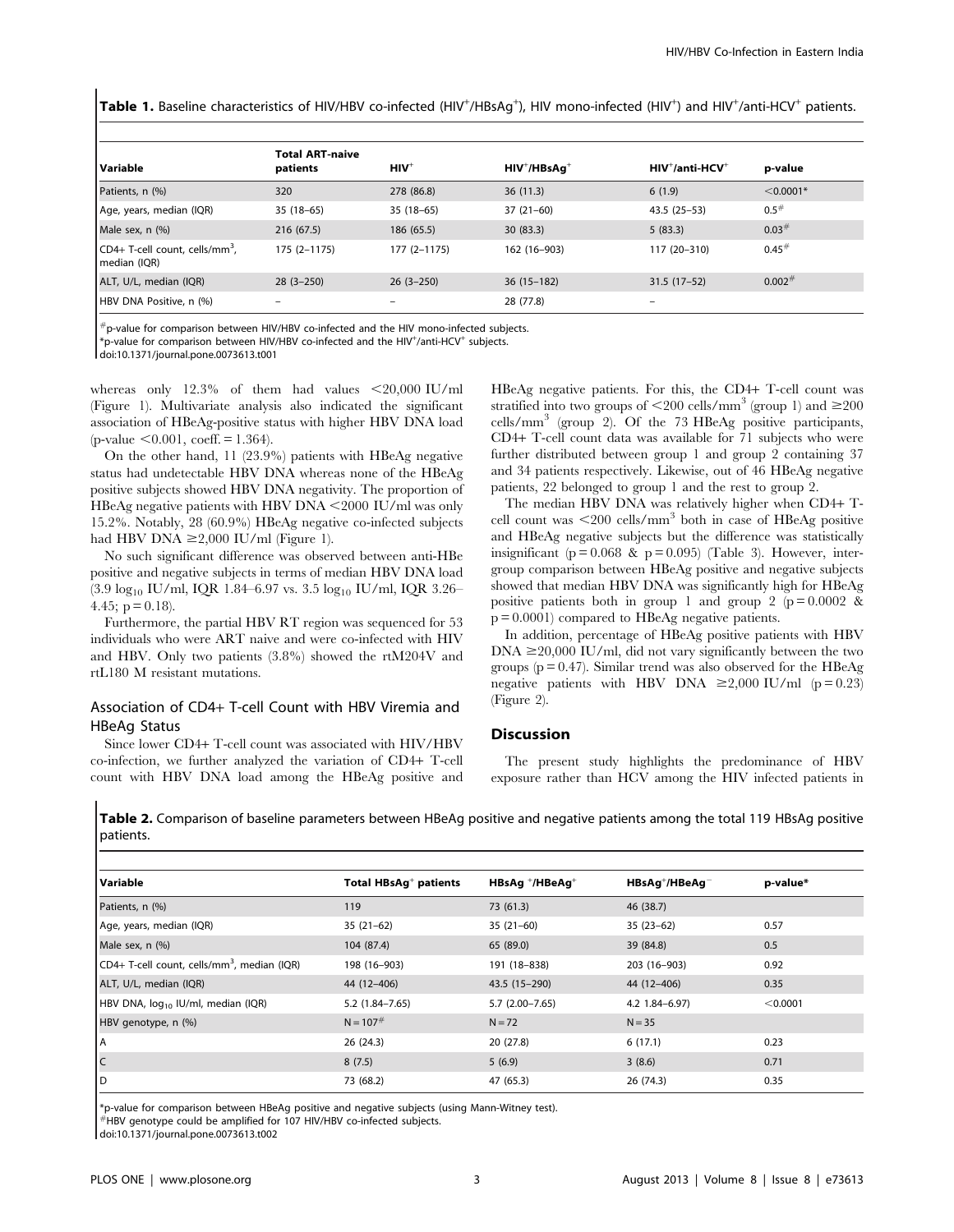**Table 1.** Baseline characteristics of HIV/HBV co-infected ($HIV^+/HBsAg^+$), HIV mono-infected ($HIV^+$) and $HIV^+$/anti-$HCV^+$ patients.

| Variable | Total ART-naive patients | $HIV^+$ | $HIV^+/HBsAg^+$ | $HIV^+$/anti-$HCV^+$ | p-value |
|---|---|---|---|---|---|
| Patients, n (%) | 320 | 278 (86.8) | 36 (11.3) | 6 (1.9) | <0.0001* |
| Age, years, median (IQR) | 35 (18–65) | 35 (18–65) | 37 (21–60) | 43.5 (25–53) | 0.5# |
| Male sex, n (%) | 216 (67.5) | 186 (65.5) | 30 (83.3) | 5 (83.3) | 0.03# |
| CD4+ T-cell count, cells/$mm^3$, median (IQR) | 175 (2–1175) | 177 (2–1175) | 162 (16–903) | 117 (20–310) | 0.45# |
| ALT, U/L, median (IQR) | 28 (3–250) | 26 (3–250) | 36 (15–182) | 31.5 (17–52) | 0.002# |
| HBV DNA Positive, n (%) | – | – | 28 (77.8) | – | |

#p-value for comparison between HIV/HBV co-infected and the HIV mono-infected subjects.
*p-value for comparison between HIV/HBV co-infected and the $HIV^+$/anti-$HCV^+$ subjects.
doi:10.1371/journal.pone.0073613.t001

whereas only 12.3% of them had values <20,000 IU/ml (Figure 1). Multivariate analysis also indicated the significant association of HBeAg-positive status with higher HBV DNA load (p-value <0.001, coeff. = 1.364).

On the other hand, 11 (23.9%) patients with HBeAg negative status had undetectable HBV DNA whereas none of the HBeAg positive subjects showed HBV DNA negativity. The proportion of HBeAg negative patients with HBV DNA <2000 IU/ml was only 15.2%. Notably, 28 (60.9%) HBeAg negative co-infected subjects had HBV DNA ≥2,000 IU/ml (Figure 1).

No such significant difference was observed between anti-HBe positive and negative subjects in terms of median HBV DNA load (3.9 $\log_{10}$ IU/ml, IQR 1.84–6.97 vs. 3.5 $\log_{10}$ IU/ml, IQR 3.26–4.45; p = 0.18).

Furthermore, the partial HBV RT region was sequenced for 53 individuals who were ART naive and were co-infected with HIV and HBV. Only two patients (3.8%) showed the rtM204V and rtL180 M resistant mutations.

## Association of CD4+ T-cell Count with HBV Viremia and HBeAg Status

Since lower CD4+ T-cell count was associated with HIV/HBV co-infection, we further analyzed the variation of CD4+ T-cell count with HBV DNA load among the HBeAg positive and HBeAg negative patients. For this, the CD4+ T-cell count was stratified into two groups of <200 cells/$mm^3$ (group 1) and ≥200 cells/$mm^3$ (group 2). Of the 73 HBeAg positive participants, CD4+ T-cell count data was available for 71 subjects who were further distributed between group 1 and group 2 containing 37 and 34 patients respectively. Likewise, out of 46 HBeAg negative patients, 22 belonged to group 1 and the rest to group 2.

The median HBV DNA was relatively higher when CD4+ T-cell count was <200 cells/$mm^3$ both in case of HBeAg positive and HBeAg negative subjects but the difference was statistically insignificant (p = 0.068 & p = 0.095) (Table 3). However, inter-group comparison between HBeAg positive and negative subjects showed that median HBV DNA was significantly high for HBeAg positive patients both in group 1 and group 2 (p = 0.0002 & p = 0.0001) compared to HBeAg negative patients.

In addition, percentage of HBeAg positive patients with HBV DNA ≥20,000 IU/ml, did not vary significantly between the two groups (p = 0.47). Similar trend was also observed for the HBeAg negative patients with HBV DNA ≥2,000 IU/ml (p = 0.23) (Figure 2).

## Discussion

The present study highlights the predominance of HBV exposure rather than HCV among the HIV infected patients in

**Table 2.** Comparison of baseline parameters between HBeAg positive and negative patients among the total 119 HBsAg positive patients.

| Variable | Total $HBsAg^+$ patients | HBsAg $^+$/$HBeAg^+$ | $HBsAg^+/HBeAg^-$ | p-value* |
|---|---|---|---|---|
| Patients, n (%) | 119 | 73 (61.3) | 46 (38.7) | |
| Age, years, median (IQR) | 35 (21–62) | 35 (21–60) | 35 (23–62) | 0.57 |
| Male sex, n (%) | 104 (87.4) | 65 (89.0) | 39 (84.8) | 0.5 |
| CD4+ T-cell count, cells/$mm^3$, median (IQR) | 198 (16–903) | 191 (18–838) | 203 (16–903) | 0.92 |
| ALT, U/L, median (IQR) | 44 (12–406) | 43.5 (15–290) | 44 (12–406) | 0.35 |
| HBV DNA, $\log_{10}$ IU/ml, median (IQR) | 5.2 (1.84–7.65) | 5.7 (2.00–7.65) | 4.2 1.84–6.97) | <0.0001 |
| HBV genotype, n (%) | N = 107# | N = 72 | N = 35 | |
| A | 26 (24.3) | 20 (27.8) | 6 (17.1) | 0.23 |
| C | 8 (7.5) | 5 (6.9) | 3 (8.6) | 0.71 |
| D | 73 (68.2) | 47 (65.3) | 26 (74.3) | 0.35 |

*p-value for comparison between HBeAg positive and negative subjects (using Mann-Witney test).
#HBV genotype could be amplified for 107 HIV/HBV co-infected subjects.
doi:10.1371/journal.pone.0073613.t002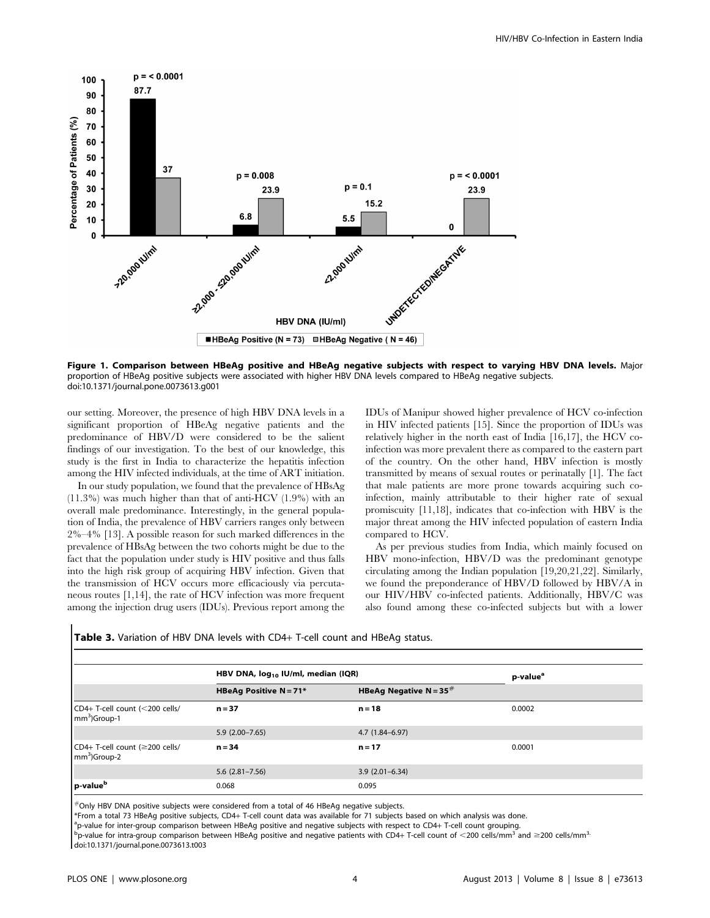**Figure 1. Comparison between HBeAg positive and HBeAg negative subjects with respect to varying HBV DNA levels.** Major proportion of HBeAg positive subjects were associated with higher HBV DNA levels compared to HBeAg negative subjects.
doi:10.1371/journal.pone.0073613.g001

our setting. Moreover, the presence of high HBV DNA levels in a significant proportion of HBeAg negative patients and the predominance of HBV/D were considered to be the salient findings of our investigation. To the best of our knowledge, this study is the first in India to characterize the hepatitis infection among the HIV infected individuals, at the time of ART initiation.

In our study population, we found that the prevalence of HBsAg (11.3%) was much higher than that of anti-HCV (1.9%) with an overall male predominance. Interestingly, in the general population of India, the prevalence of HBV carriers ranges only between 2%–4% [13]. A possible reason for such marked differences in the prevalence of HBsAg between the two cohorts might be due to the fact that the population under study is HIV positive and thus falls into the high risk group of acquiring HBV infection. Given that the transmission of HCV occurs more efficaciously via percutaneous routes [1,14], the rate of HCV infection was more frequent among the injection drug users (IDUs). Previous report among the IDUs of Manipur showed higher prevalence of HCV co-infection in HIV infected patients [15]. Since the proportion of IDUs was relatively higher in the north east of India [16,17], the HCV co-infection was more prevalent there as compared to the eastern part of the country. On the other hand, HBV infection is mostly transmitted by means of sexual routes or perinatally [1]. The fact that male patients are more prone towards acquiring such co-infection, mainly attributable to their higher rate of sexual promiscuity [11,18], indicates that co-infection with HBV is the major threat among the HIV infected population of eastern India compared to HCV.

As per previous studies from India, which mainly focused on HBV mono-infection, HBV/D was the predominant genotype circulating among the Indian population [19,20,21,22]. Similarly, we found the preponderance of HBV/D followed by HBV/A in our HIV/HBV co-infected patients. Additionally, HBV/C was also found among these co-infected subjects but with a lower

**Table 3.** Variation of HBV DNA levels with CD4+ T-cell count and HBeAg status.

| | HBV DNA, $log_{10}$ IU/ml, median (IQR) | | p-value[a] |
|---|---|---|---|
| | HBeAg Positive N = 71* | HBeAg Negative N = 35[#] | |
| CD4+ T-cell count (<200 cells/mm$^3$)Group-1 | n = 37 | n = 18 | 0.0002 |
| | 5.9 (2.00–7.65) | 4.7 (1.84–6.97) | |
| CD4+ T-cell count (≥200 cells/mm$^3$)Group-2 | n = 34 | n = 17 | 0.0001 |
| | 5.6 (2.81–7.56) | 3.9 (2.01–6.34) | |
| p-value[b] | 0.068 | 0.095 | |

[#]Only HBV DNA positive subjects were considered from a total of 46 HBeAg negative subjects.
*From a total 73 HBeAg positive subjects, CD4+ T-cell count data was available for 71 subjects based on which analysis was done.
[a]p-value for inter-group comparison between HBeAg positive and negative subjects with respect to CD4+ T-cell count grouping.
[b]p-value for intra-group comparison between HBeAg positive and negative patients with CD4+ T-cell count of <200 cells/mm$^3$ and ≥200 cells/mm$^3$.
doi:10.1371/journal.pone.0073613.t003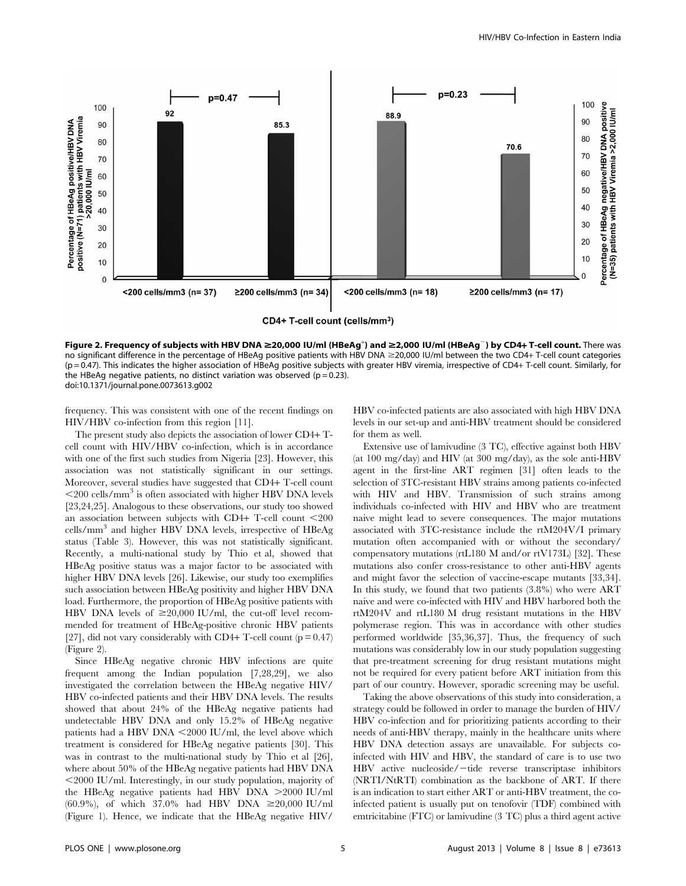**Figure 2. Frequency of subjects with HBV DNA ≥20,000 IU/ml (HBeAg$^{+}$) and ≥2,000 IU/ml (HBeAg$^{-}$) by CD4+ T-cell count.** There was no significant difference in the percentage of HBeAg positive patients with HBV DNA ≥20,000 IU/ml between the two CD4+ T-cell count categories (p = 0.47). This indicates the higher association of HBeAg positive subjects with greater HBV viremia, irrespective of CD4+ T-cell count. Similarly, for the HBeAg negative patients, no distinct variation was observed (p = 0.23).
doi:10.1371/journal.pone.0073613.g002

frequency. This was consistent with one of the recent findings on HIV/HBV co-infection from this region [11].

The present study also depicts the association of lower CD4+ T-cell count with HIV/HBV co-infection, which is in accordance with one of the first such studies from Nigeria [23]. However, this association was not statistically significant in our settings. Moreover, several studies have suggested that CD4+ T-cell count <200 cells/mm$^3$ is often associated with higher HBV DNA levels [23,24,25]. Analogous to these observations, our study too showed an association between subjects with CD4+ T-cell count <200 cells/mm$^3$ and higher HBV DNA levels, irrespective of HBeAg status (Table 3). However, this was not statistically significant. Recently, a multi-national study by Thio et al, showed that HBeAg positive status was a major factor to be associated with higher HBV DNA levels [26]. Likewise, our study too exemplifies such association between HBeAg positivity and higher HBV DNA load. Furthermore, the proportion of HBeAg positive patients with HBV DNA levels of ≥20,000 IU/ml, the cut-off level recommended for treatment of HBeAg-positive chronic HBV patients [27], did not vary considerably with CD4+ T-cell count (p = 0.47) (Figure 2).

Since HBeAg negative chronic HBV infections are quite frequent among the Indian population [7,28,29], we also investigated the correlation between the HBeAg negative HIV/HBV co-infected patients and their HBV DNA levels. The results showed that about 24% of the HBeAg negative patients had undetectable HBV DNA and only 15.2% of HBeAg negative patients had a HBV DNA <2000 IU/ml, the level above which treatment is considered for HBeAg negative patients [30]. This was in contrast to the multi-national study by Thio et al [26], where about 50% of the HBeAg negative patients had HBV DNA <2000 IU/ml. Interestingly, in our study population, majority of the HBeAg negative patients had HBV DNA >2000 IU/ml (60.9%), of which 37.0% had HBV DNA ≥20,000 IU/ml (Figure 1). Hence, we indicate that the HBeAg negative HIV/HBV co-infected patients are also associated with high HBV DNA levels in our set-up and anti-HBV treatment should be considered for them as well.

Extensive use of lamivudine (3 TC), effective against both HBV (at 100 mg/day) and HIV (at 300 mg/day), as the sole anti-HBV agent in the first-line ART regimen [31] often leads to the selection of 3TC-resistant HBV strains among patients co-infected with HIV and HBV. Transmission of such strains among individuals co-infected with HIV and HBV who are treatment naive might lead to severe consequences. The major mutations associated with 3TC-resistance include the rtM204V/I primary mutation often accompanied with or without the secondary/compensatory mutations (rtL180 M and/or rtV173L) [32]. These mutations also confer cross-resistance to other anti-HBV agents and might favor the selection of vaccine-escape mutants [33,34]. In this study, we found that two patients (3.8%) who were ART naive and were co-infected with HIV and HBV harbored both the rtM204V and rtL180 M drug resistant mutations in the HBV polymerase region. This was in accordance with other studies performed worldwide [35,36,37]. Thus, the frequency of such mutations was considerably low in our study population suggesting that pre-treatment screening for drug resistant mutations might not be required for every patient before ART initiation from this part of our country. However, sporadic screening may be useful.

Taking the above observations of this study into consideration, a strategy could be followed in order to manage the burden of HIV/HBV co-infection and for prioritizing patients according to their needs of anti-HBV therapy, mainly in the healthcare units where HBV DNA detection assays are unavailable. For subjects co-infected with HIV and HBV, the standard of care is to use two HBV active nucleoside/−tide reverse transcriptase inhibitors (NRTI/NtRTI) combination as the backbone of ART. If there is an indication to start either ART or anti-HBV treatment, the co-infected patient is usually put on tenofovir (TDF) combined with emtricitabine (FTC) or lamivudine (3 TC) plus a third agent active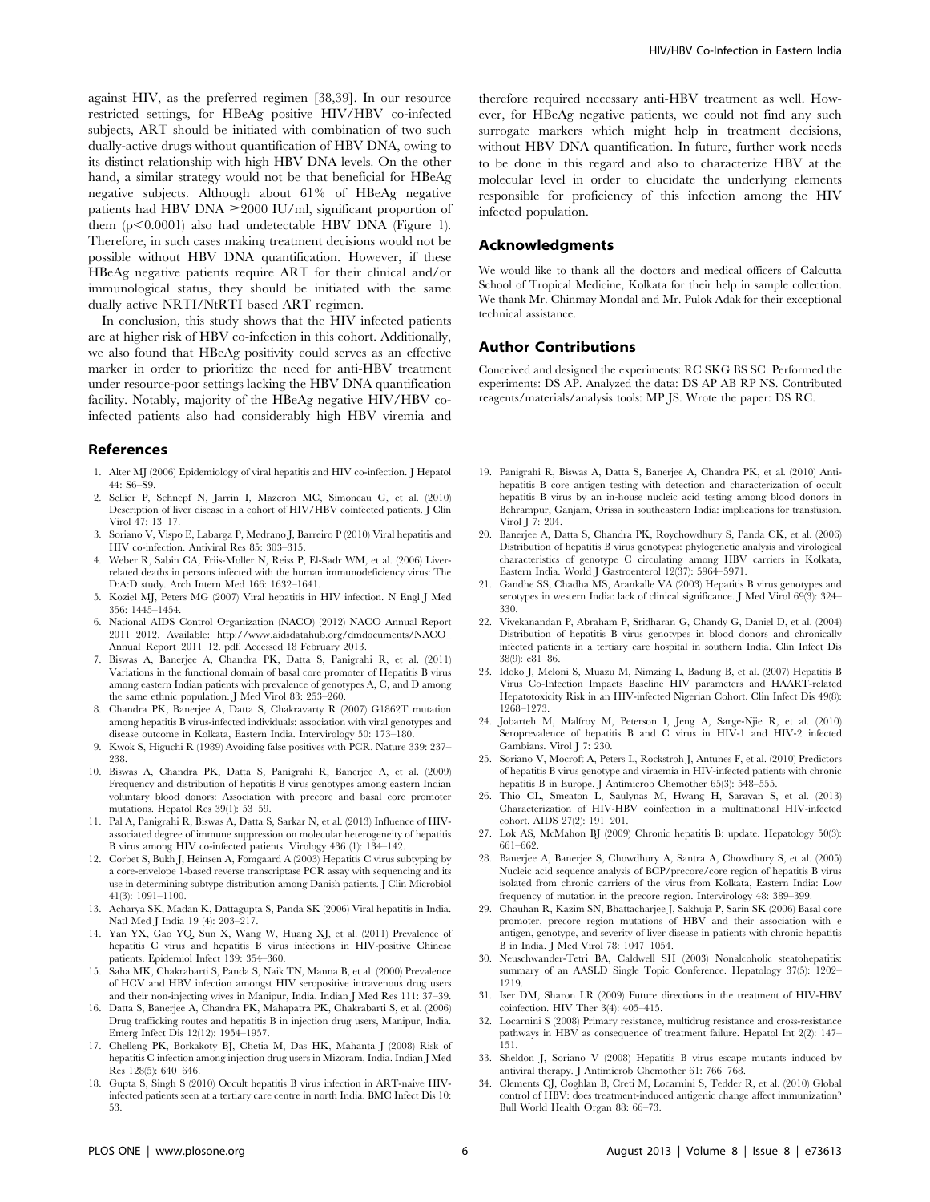against HIV, as the preferred regimen [38,39]. In our resource restricted settings, for HBeAg positive HIV/HBV co-infected subjects, ART should be initiated with combination of two such dually-active drugs without quantification of HBV DNA, owing to its distinct relationship with high HBV DNA levels. On the other hand, a similar strategy would not be that beneficial for HBeAg negative subjects. Although about 61% of HBeAg negative patients had HBV DNA ≥2000 IU/ml, significant proportion of them ($p<0.0001$) also had undetectable HBV DNA (Figure 1). Therefore, in such cases making treatment decisions would not be possible without HBV DNA quantification. However, if these HBeAg negative patients require ART for their clinical and/or immunological status, they should be initiated with the same dually active NRTI/NtRTI based ART regimen.

In conclusion, this study shows that the HIV infected patients are at higher risk of HBV co-infection in this cohort. Additionally, we also found that HBeAg positivity could serves as an effective marker in order to prioritize the need for anti-HBV treatment under resource-poor settings lacking the HBV DNA quantification facility. Notably, majority of the HBeAg negative HIV/HBV co-infected patients also had considerably high HBV viremia and therefore required necessary anti-HBV treatment as well. However, for HBeAg negative patients, we could not find any such surrogate markers which might help in treatment decisions, without HBV DNA quantification. In future, further work needs to be done in this regard and also to characterize HBV at the molecular level in order to elucidate the underlying elements responsible for proficiency of this infection among the HIV infected population.

## Acknowledgments

We would like to thank all the doctors and medical officers of Calcutta School of Tropical Medicine, Kolkata for their help in sample collection. We thank Mr. Chinmay Mondal and Mr. Pulok Adak for their exceptional technical assistance.

## Author Contributions

Conceived and designed the experiments: RC SKG BS SC. Performed the experiments: DS AP. Analyzed the data: DS AP AB RP NS. Contributed reagents/materials/analysis tools: MP JS. Wrote the paper: DS RC.

## References

1. Alter MJ (2006) Epidemiology of viral hepatitis and HIV co-infection. J Hepatol 44: S6–S9.
2. Sellier P, Schnepf N, Jarrin I, Mazeron MC, Simoneau G, et al. (2010) Description of liver disease in a cohort of HIV/HBV coinfected patients. J Clin Virol 47: 13–17.
3. Soriano V, Vispo E, Labarga P, Medrano J, Barreiro P (2010) Viral hepatitis and HIV co-infection. Antiviral Res 85: 303–315.
4. Weber R, Sabin CA, Friis-Moller N, Reiss P, El-Sadr WM, et al. (2006) Liver-related deaths in persons infected with the human immunodeficiency virus: The D:A:D study. Arch Intern Med 166: 1632–1641.
5. Koziel MJ, Peters MG (2007) Viral hepatitis in HIV infection. N Engl J Med 356: 1445–1454.
6. National AIDS Control Organization (NACO) (2012) NACO Annual Report 2011–2012. Available: http://www.aidsdatahub.org/dmdocuments/NACO_Annual_Report_2011_12. pdf. Accessed 18 February 2013.
7. Biswas A, Banerjee A, Chandra PK, Datta S, Panigrahi R, et al. (2011) Variations in the functional domain of basal core promoter of Hepatitis B virus among eastern Indian patients with prevalence of genotypes A, C, and D among the same ethnic population. J Med Virol 83: 253–260.
8. Chandra PK, Banerjee A, Datta S, Chakravarty R (2007) G1862T mutation among hepatitis B virus-infected individuals: association with viral genotypes and disease outcome in Kolkata, Eastern India. Intervirology 50: 173–180.
9. Kwok S, Higuchi R (1989) Avoiding false positives with PCR. Nature 339: 237–238.
10. Biswas A, Chandra PK, Datta S, Panigrahi R, Banerjee A, et al. (2009) Frequency and distribution of hepatitis B virus genotypes among eastern Indian voluntary blood donors: Association with precore and basal core promoter mutations. Hepatol Res 39(1): 53–59.
11. Pal A, Panigrahi R, Biswas A, Datta S, Sarkar N, et al. (2013) Influence of HIV-associated degree of immune suppression on molecular heterogeneity of hepatitis B virus among HIV co-infected patients. Virology 436 (1): 134–142.
12. Corbet S, Bukh J, Heinsen A, Fomsgaard A (2003) Hepatitis C virus subtyping by a core-envelope 1-based reverse transcriptase PCR assay with sequencing and its use in determining subtype distribution among Danish patients. J Clin Microbiol 41(3): 1091–1100.
13. Acharya SK, Madan K, Dattagupta S, Panda SK (2006) Viral hepatitis in India. Natl Med J India 19 (4): 203–217.
14. Yan YX, Gao YQ, Sun X, Wang W, Huang XJ, et al. (2011) Prevalence of hepatitis C virus and hepatitis B virus infections in HIV-positive Chinese patients. Epidemiol Infect 139: 354–360.
15. Saha MK, Chakrabarti S, Panda S, Naik TN, Manna B, et al. (2000) Prevalence of HCV and HBV infection amongst HIV seropositive intravenous drug users and their non-injecting wives in Manipur, India. Indian J Med Res 111: 37–39.
16. Datta S, Banerjee A, Chandra PK, Mahapatra PK, Chakrabarti S, et al. (2006) Drug trafficking routes and hepatitis B in injection drug users, Manipur, India. Emerg Infect Dis 12(12): 1954–1957.
17. Chelleng PK, Borkakoty BJ, Chetia M, Das HK, Mahanta J (2008) Risk of hepatitis C infection among injection drug users in Mizoram, India. Indian J Med Res 128(5): 640–646.
18. Gupta S, Singh S (2010) Occult hepatitis B virus infection in ART-naive HIV-infected patients seen at a tertiary care centre in north India. BMC Infect Dis 10: 53.
19. Panigrahi R, Biswas A, Datta S, Banerjee A, Chandra PK, et al. (2010) Anti-hepatitis B core antigen testing with detection and characterization of occult hepatitis B virus by an in-house nucleic acid testing among blood donors in Behrampur, Ganjam, Orissa in southeastern India: implications for transfusion. Virol J 7: 204.
20. Banerjee A, Datta S, Chandra PK, Roychowdhury S, Panda CK, et al. (2006) Distribution of hepatitis B virus genotypes: phylogenetic analysis and virological characteristics of genotype C circulating among HBV carriers in Kolkata, Eastern India. World J Gastroenterol 12(37): 5964–5971.
21. Gandhe SS, Chadha MS, Arankalle VA (2003) Hepatitis B virus genotypes and serotypes in western India: lack of clinical significance. J Med Virol 69(3): 324–330.
22. Vivekanandan P, Abraham P, Sridharan G, Chandy G, Daniel D, et al. (2004) Distribution of hepatitis B virus genotypes in blood donors and chronically infected patients in a tertiary care hospital in southern India. Clin Infect Dis 38(9): e81–86.
23. Idoko J, Meloni S, Muazu M, Nimzing L, Badung B, et al. (2007) Hepatitis B Virus Co-Infection Impacts Baseline HIV parameters and HAART-related Hepatotoxicity Risk in an HIV-infected Nigerian Cohort. Clin Infect Dis 49(8): 1268–1273.
24. Jobarteh M, Malfroy M, Peterson I, Jeng A, Sarge-Njie R, et al. (2010) Seroprevalence of hepatitis B and C virus in HIV-1 and HIV-2 infected Gambians. Virol J 7: 230.
25. Soriano V, Mocroft A, Peters L, Rockstroh J, Antunes F, et al. (2010) Predictors of hepatitis B virus genotype and viraemia in HIV-infected patients with chronic hepatitis B in Europe. J Antimicrob Chemother 65(3): 548–555.
26. Thio CL, Smeaton L, Saulynas M, Hwang H, Saravan S, et al. (2013) Characterization of HIV-HBV coinfection in a multinational HIV-infected cohort. AIDS 27(2): 191–201.
27. Lok AS, McMahon BJ (2009) Chronic hepatitis B: update. Hepatology 50(3): 661–662.
28. Banerjee A, Banerjee S, Chowdhury A, Santra A, Chowdhury S, et al. (2005) Nucleic acid sequence analysis of BCP/precore/core region of hepatitis B virus isolated from chronic carriers of the virus from Kolkata, Eastern India: Low frequency of mutation in the precore region. Intervirology 48: 389–399.
29. Chauhan R, Kazim SN, Bhattacharjee J, Sakhuja P, Sarin SK (2006) Basal core promoter, precore region mutations of HBV and their association with e antigen, genotype, and severity of liver disease in patients with chronic hepatitis B in India. J Med Virol 78: 1047–1054.
30. Neuschwander-Tetri BA, Caldwell SH (2003) Nonalcoholic steatohepatitis: summary of an AASLD Single Topic Conference. Hepatology 37(5): 1202–1219.
31. Iser DM, Sharon LR (2009) Future directions in the treatment of HIV-HBV coinfection. HIV Ther 3(4): 405–415.
32. Locarnini S (2008) Primary resistance, multidrug resistance and cross-resistance pathways in HBV as consequence of treatment failure. Hepatol Int 2(2): 147–151.
33. Sheldon J, Soriano V (2008) Hepatitis B virus escape mutants induced by antiviral therapy. J Antimicrob Chemother 61: 766–768.
34. Clements CJ, Coghlan B, Creti M, Locarnini S, Tedder R, et al. (2010) Global control of HBV: does treatment-induced antigenic change affect immunization? Bull World Health Organ 88: 66–73.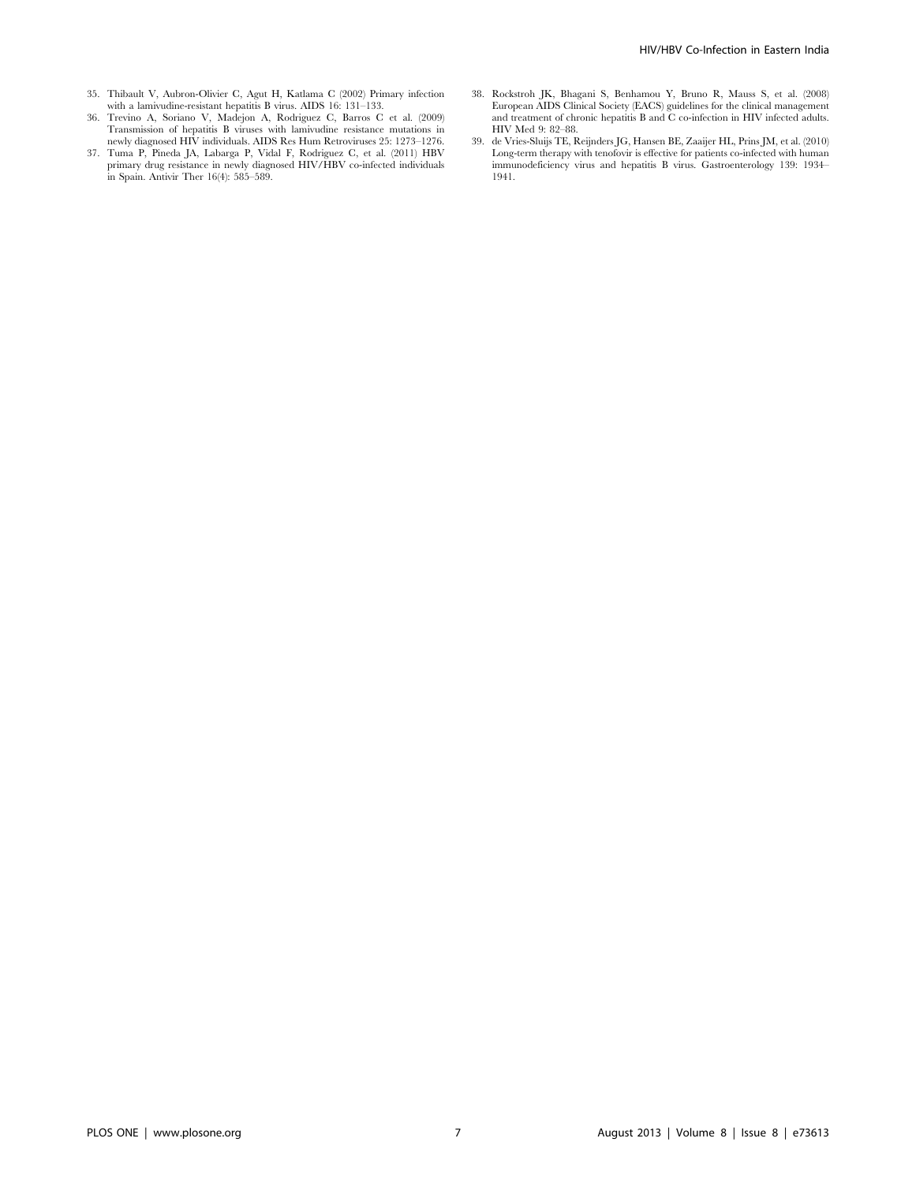35. Thibault V, Aubron-Olivier C, Agut H, Katlama C (2002) Primary infection with a lamivudine-resistant hepatitis B virus. AIDS 16: 131–133.
36. Trevino A, Soriano V, Madejon A, Rodriguez C, Barros C et al. (2009) Transmission of hepatitis B viruses with lamivudine resistance mutations in newly diagnosed HIV individuals. AIDS Res Hum Retroviruses 25: 1273–1276.
37. Tuma P, Pineda JA, Labarga P, Vidal F, Rodriguez C, et al. (2011) HBV primary drug resistance in newly diagnosed HIV/HBV co-infected individuals in Spain. Antivir Ther 16(4): 585–589.
38. Rockstroh JK, Bhagani S, Benhamou Y, Bruno R, Mauss S, et al. (2008) European AIDS Clinical Society (EACS) guidelines for the clinical management and treatment of chronic hepatitis B and C co-infection in HIV infected adults. HIV Med 9: 82–88.
39. de Vries-Sluijs TE, Reijnders JG, Hansen BE, Zaaijer HL, Prins JM, et al. (2010) Long-term therapy with tenofovir is effective for patients co-infected with human immunodeficiency virus and hepatitis B virus. Gastroenterology 139: 1934–1941.